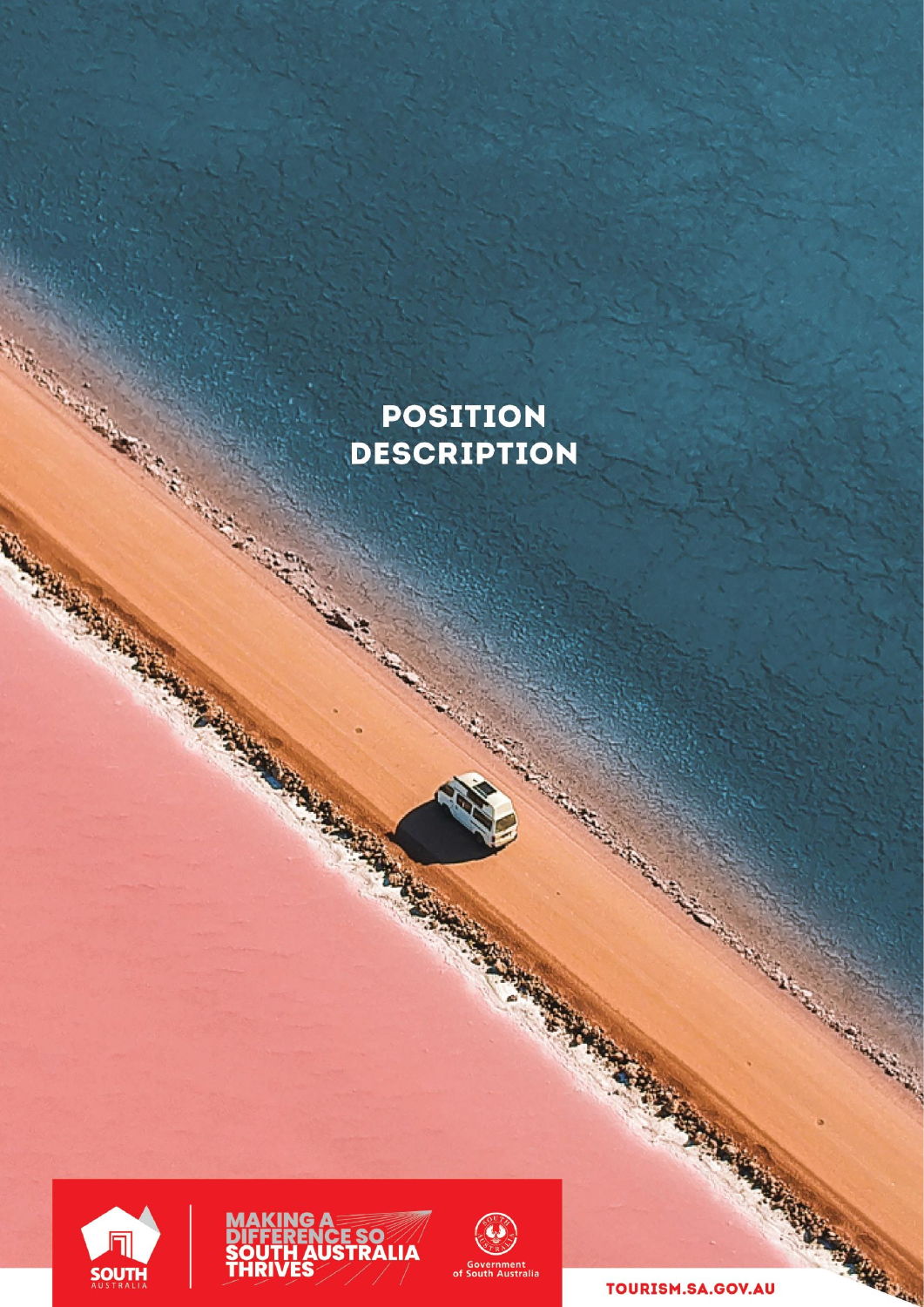# POSITION DESCRIPTION

MAKING A DIFFERENCE SO SOUTH AUSTRALIA THRIVES

Government of South Australia

TOURISM.SA.GOV.AU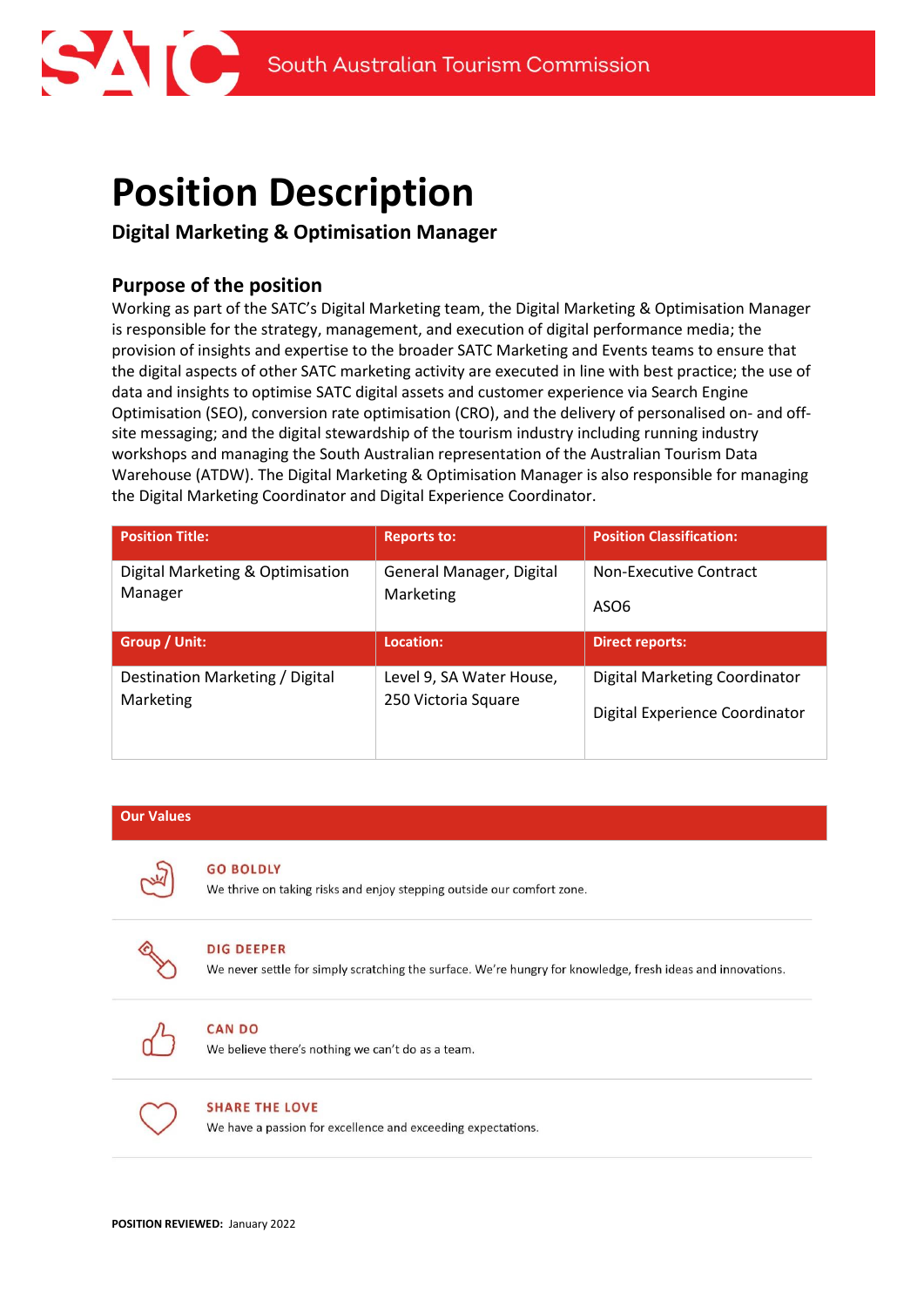# Position Description

## Digital Marketing & Optimisation Manager

### Purpose of the position

Working as part of the SATC's Digital Marketing team, the Digital Marketing & Optimisation Manager is responsible for the strategy, management, and execution of digital performance media; the provision of insights and expertise to the broader SATC Marketing and Events teams to ensure that the digital aspects of other SATC marketing activity are executed in line with best practice; the use of data and insights to optimise SATC digital assets and customer experience via Search Engine Optimisation (SEO), conversion rate optimisation (CRO), and the delivery of personalised on- and off-site messaging; and the digital stewardship of the tourism industry including running industry workshops and managing the South Australian representation of the Australian Tourism Data Warehouse (ATDW). The Digital Marketing & Optimisation Manager is also responsible for managing the Digital Marketing Coordinator and Digital Experience Coordinator.

| Position Title: | Reports to: | Position Classification: |
|---|---|---|
| Digital Marketing & Optimisation Manager | General Manager, Digital Marketing | Non-Executive Contract<br><br>ASO6 |
| **Group / Unit:** | **Location:** | **Direct reports:** |
| Destination Marketing / Digital Marketing | Level 9, SA Water House, 250 Victoria Square | Digital Marketing Coordinator<br><br>Digital Experience Coordinator |

| Our Values |
|---|
| **GO BOLDLY**<br>We thrive on taking risks and enjoy stepping outside our comfort zone. |
| **DIG DEEPER**<br>We never settle for simply scratching the surface. We're hungry for knowledge, fresh ideas and innovations. |
| **CAN DO**<br>We believe there's nothing we can't do as a team. |
| **SHARE THE LOVE**<br>We have a passion for excellence and exceeding expectations. |

**POSITION REVIEWED:** January 2022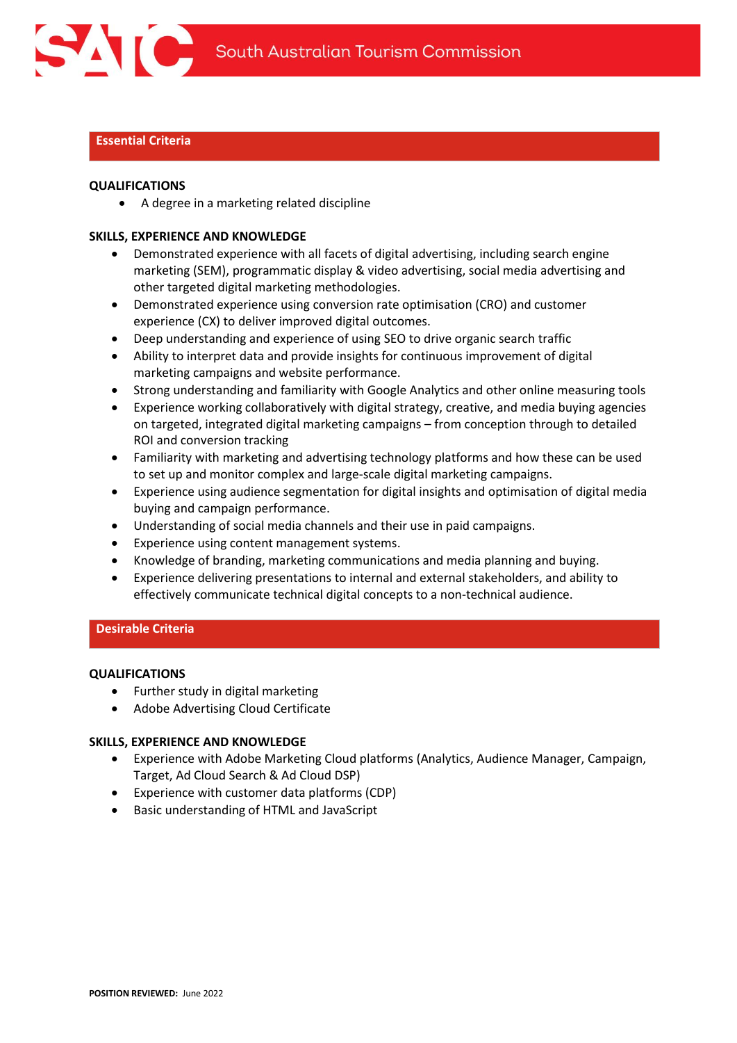## Essential Criteria

**QUALIFICATIONS**

- A degree in a marketing related discipline

**SKILLS, EXPERIENCE AND KNOWLEDGE**

- Demonstrated experience with all facets of digital advertising, including search engine marketing (SEM), programmatic display & video advertising, social media advertising and other targeted digital marketing methodologies.
- Demonstrated experience using conversion rate optimisation (CRO) and customer experience (CX) to deliver improved digital outcomes.
- Deep understanding and experience of using SEO to drive organic search traffic
- Ability to interpret data and provide insights for continuous improvement of digital marketing campaigns and website performance.
- Strong understanding and familiarity with Google Analytics and other online measuring tools
- Experience working collaboratively with digital strategy, creative, and media buying agencies on targeted, integrated digital marketing campaigns – from conception through to detailed ROI and conversion tracking
- Familiarity with marketing and advertising technology platforms and how these can be used to set up and monitor complex and large-scale digital marketing campaigns.
- Experience using audience segmentation for digital insights and optimisation of digital media buying and campaign performance.
- Understanding of social media channels and their use in paid campaigns.
- Experience using content management systems.
- Knowledge of branding, marketing communications and media planning and buying.
- Experience delivering presentations to internal and external stakeholders, and ability to effectively communicate technical digital concepts to a non-technical audience.

## Desirable Criteria

**QUALIFICATIONS**

- Further study in digital marketing
- Adobe Advertising Cloud Certificate

**SKILLS, EXPERIENCE AND KNOWLEDGE**

- Experience with Adobe Marketing Cloud platforms (Analytics, Audience Manager, Campaign, Target, Ad Cloud Search & Ad Cloud DSP)
- Experience with customer data platforms (CDP)
- Basic understanding of HTML and JavaScript

**POSITION REVIEWED:** June 2022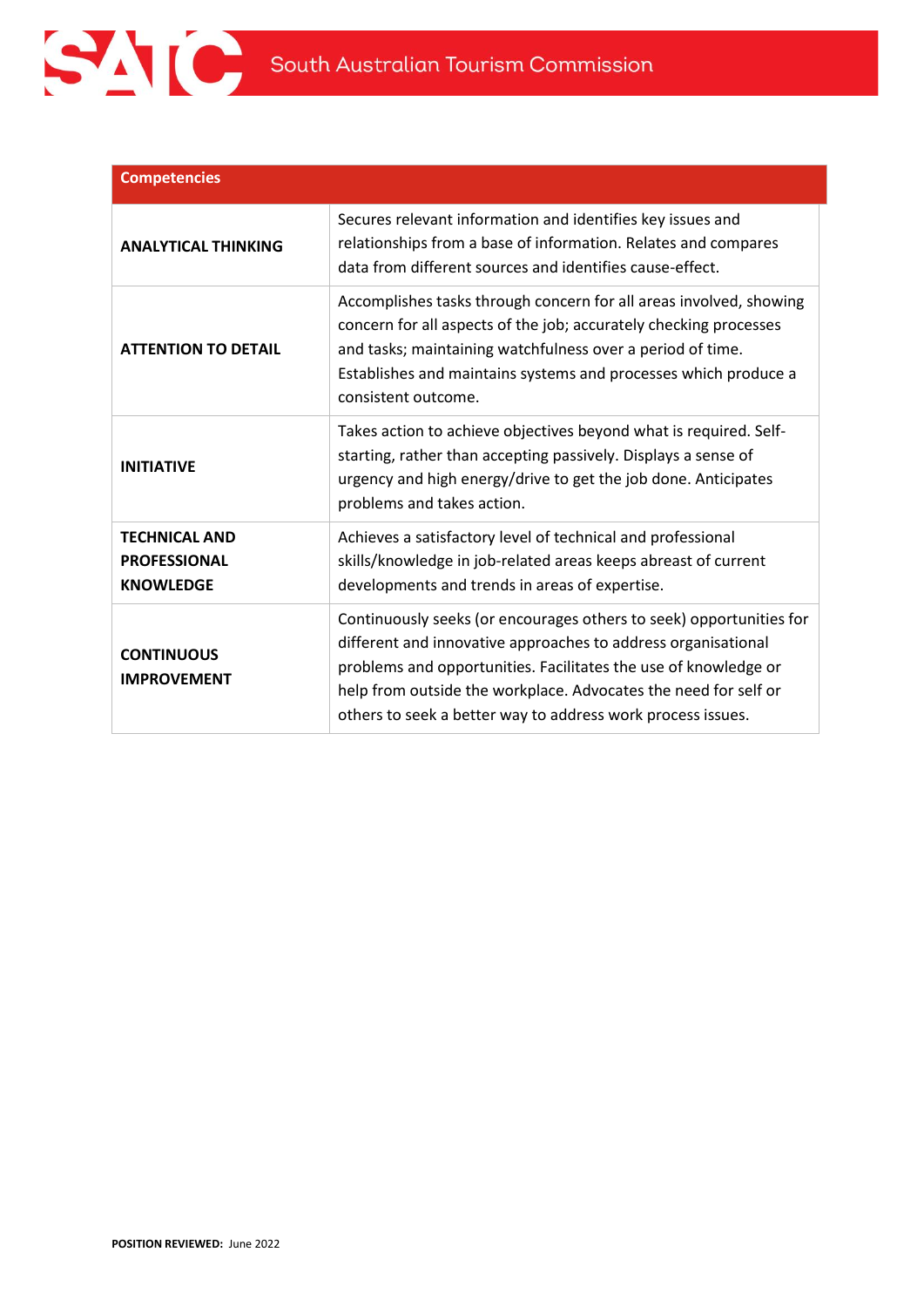| Competencies | |
|---|---|
| **ANALYTICAL THINKING** | Secures relevant information and identifies key issues and relationships from a base of information. Relates and compares data from different sources and identifies cause-effect. |
| **ATTENTION TO DETAIL** | Accomplishes tasks through concern for all areas involved, showing concern for all aspects of the job; accurately checking processes and tasks; maintaining watchfulness over a period of time. Establishes and maintains systems and processes which produce a consistent outcome. |
| **INITIATIVE** | Takes action to achieve objectives beyond what is required. Self-starting, rather than accepting passively. Displays a sense of urgency and high energy/drive to get the job done. Anticipates problems and takes action. |
| **TECHNICAL AND PROFESSIONAL KNOWLEDGE** | Achieves a satisfactory level of technical and professional skills/knowledge in job-related areas keeps abreast of current developments and trends in areas of expertise. |
| **CONTINUOUS IMPROVEMENT** | Continuously seeks (or encourages others to seek) opportunities for different and innovative approaches to address organisational problems and opportunities. Facilitates the use of knowledge or help from outside the workplace. Advocates the need for self or others to seek a better way to address work process issues. |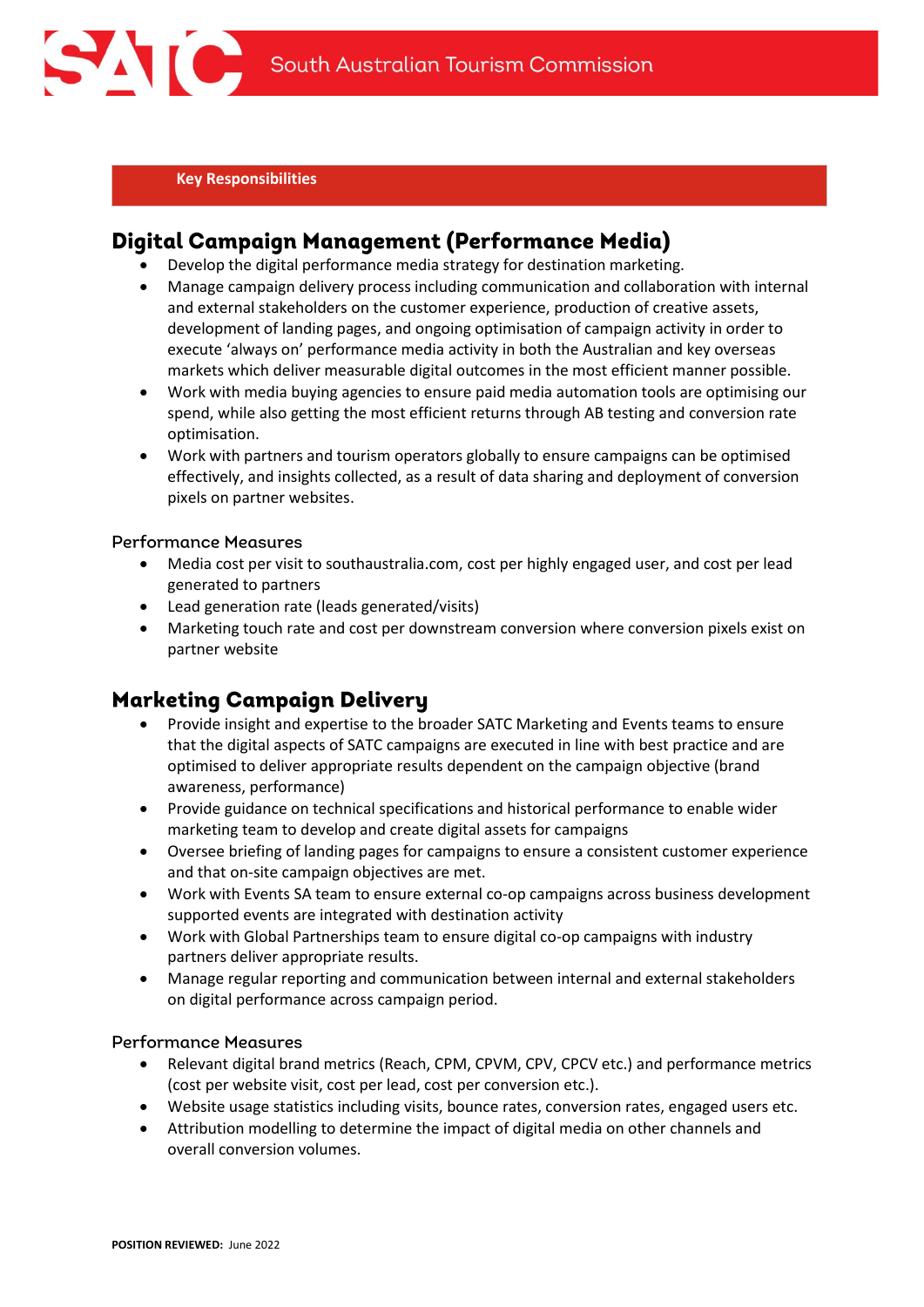## Key Responsibilities

## Digital Campaign Management (Performance Media)

- Develop the digital performance media strategy for destination marketing.
- Manage campaign delivery process including communication and collaboration with internal and external stakeholders on the customer experience, production of creative assets, development of landing pages, and ongoing optimisation of campaign activity in order to execute 'always on' performance media activity in both the Australian and key overseas markets which deliver measurable digital outcomes in the most efficient manner possible.
- Work with media buying agencies to ensure paid media automation tools are optimising our spend, while also getting the most efficient returns through AB testing and conversion rate optimisation.
- Work with partners and tourism operators globally to ensure campaigns can be optimised effectively, and insights collected, as a result of data sharing and deployment of conversion pixels on partner websites.

### Performance Measures

- Media cost per visit to southaustralia.com, cost per highly engaged user, and cost per lead generated to partners
- Lead generation rate (leads generated/visits)
- Marketing touch rate and cost per downstream conversion where conversion pixels exist on partner website

## Marketing Campaign Delivery

- Provide insight and expertise to the broader SATC Marketing and Events teams to ensure that the digital aspects of SATC campaigns are executed in line with best practice and are optimised to deliver appropriate results dependent on the campaign objective (brand awareness, performance)
- Provide guidance on technical specifications and historical performance to enable wider marketing team to develop and create digital assets for campaigns
- Oversee briefing of landing pages for campaigns to ensure a consistent customer experience and that on-site campaign objectives are met.
- Work with Events SA team to ensure external co-op campaigns across business development supported events are integrated with destination activity
- Work with Global Partnerships team to ensure digital co-op campaigns with industry partners deliver appropriate results.
- Manage regular reporting and communication between internal and external stakeholders on digital performance across campaign period.

### Performance Measures

- Relevant digital brand metrics (Reach, CPM, CPVM, CPV, CPCV etc.) and performance metrics (cost per website visit, cost per lead, cost per conversion etc.).
- Website usage statistics including visits, bounce rates, conversion rates, engaged users etc.
- Attribution modelling to determine the impact of digital media on other channels and overall conversion volumes.

**POSITION REVIEWED:** June 2022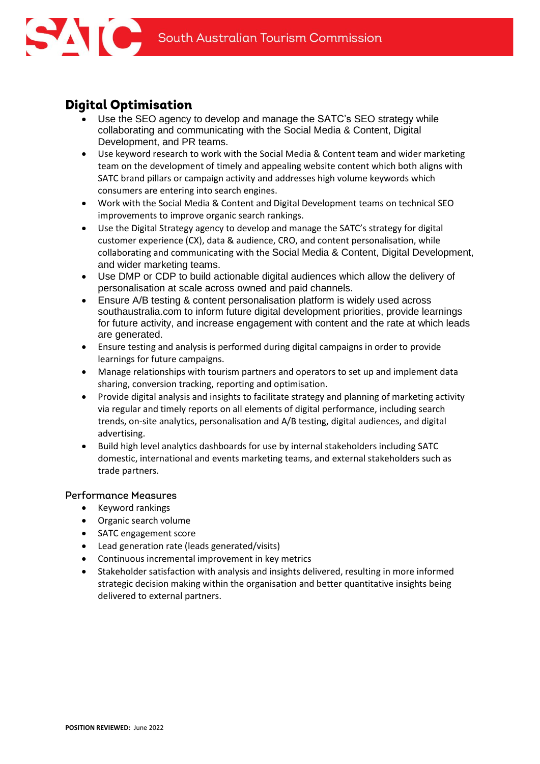## Digital Optimisation

- Use the SEO agency to develop and manage the SATC's SEO strategy while collaborating and communicating with the Social Media & Content, Digital Development, and PR teams.
- Use keyword research to work with the Social Media & Content team and wider marketing team on the development of timely and appealing website content which both aligns with SATC brand pillars or campaign activity and addresses high volume keywords which consumers are entering into search engines.
- Work with the Social Media & Content and Digital Development teams on technical SEO improvements to improve organic search rankings.
- Use the Digital Strategy agency to develop and manage the SATC's strategy for digital customer experience (CX), data & audience, CRO, and content personalisation, while collaborating and communicating with the Social Media & Content, Digital Development, and wider marketing teams.
- Use DMP or CDP to build actionable digital audiences which allow the delivery of personalisation at scale across owned and paid channels.
- Ensure A/B testing & content personalisation platform is widely used across southaustralia.com to inform future digital development priorities, provide learnings for future activity, and increase engagement with content and the rate at which leads are generated.
- Ensure testing and analysis is performed during digital campaigns in order to provide learnings for future campaigns.
- Manage relationships with tourism partners and operators to set up and implement data sharing, conversion tracking, reporting and optimisation.
- Provide digital analysis and insights to facilitate strategy and planning of marketing activity via regular and timely reports on all elements of digital performance, including search trends, on-site analytics, personalisation and A/B testing, digital audiences, and digital advertising.
- Build high level analytics dashboards for use by internal stakeholders including SATC domestic, international and events marketing teams, and external stakeholders such as trade partners.

### Performance Measures

- Keyword rankings
- Organic search volume
- SATC engagement score
- Lead generation rate (leads generated/visits)
- Continuous incremental improvement in key metrics
- Stakeholder satisfaction with analysis and insights delivered, resulting in more informed strategic decision making within the organisation and better quantitative insights being delivered to external partners.

**POSITION REVIEWED:** June 2022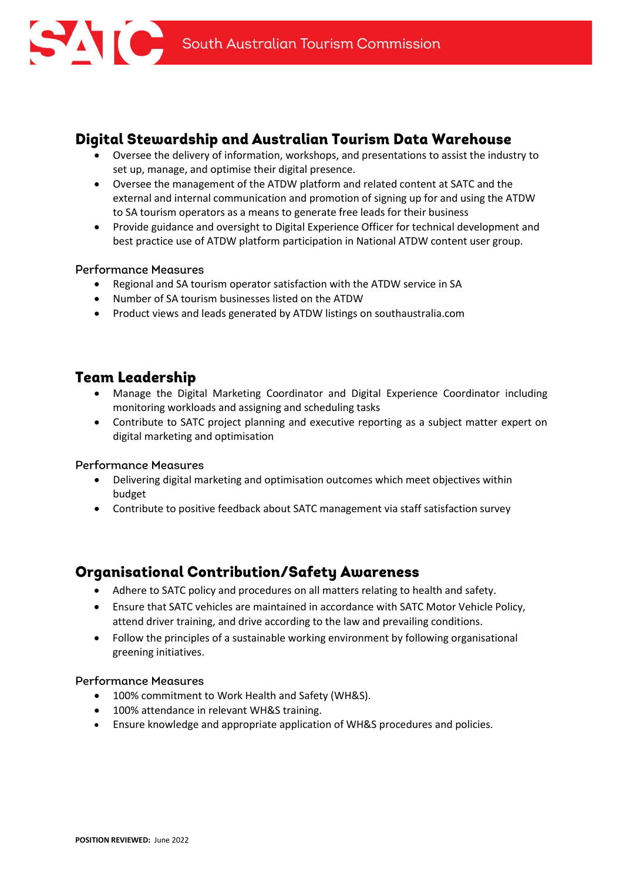## Digital Stewardship and Australian Tourism Data Warehouse

- Oversee the delivery of information, workshops, and presentations to assist the industry to set up, manage, and optimise their digital presence.
- Oversee the management of the ATDW platform and related content at SATC and the external and internal communication and promotion of signing up for and using the ATDW to SA tourism operators as a means to generate free leads for their business
- Provide guidance and oversight to Digital Experience Officer for technical development and best practice use of ATDW platform participation in National ATDW content user group.

### Performance Measures

- Regional and SA tourism operator satisfaction with the ATDW service in SA
- Number of SA tourism businesses listed on the ATDW
- Product views and leads generated by ATDW listings on southaustralia.com

## Team Leadership

- Manage the Digital Marketing Coordinator and Digital Experience Coordinator including monitoring workloads and assigning and scheduling tasks
- Contribute to SATC project planning and executive reporting as a subject matter expert on digital marketing and optimisation

### Performance Measures

- Delivering digital marketing and optimisation outcomes which meet objectives within budget
- Contribute to positive feedback about SATC management via staff satisfaction survey

## Organisational Contribution/Safety Awareness

- Adhere to SATC policy and procedures on all matters relating to health and safety.
- Ensure that SATC vehicles are maintained in accordance with SATC Motor Vehicle Policy, attend driver training, and drive according to the law and prevailing conditions.
- Follow the principles of a sustainable working environment by following organisational greening initiatives.

### Performance Measures

- 100% commitment to Work Health and Safety (WH&S).
- 100% attendance in relevant WH&S training.
- Ensure knowledge and appropriate application of WH&S procedures and policies.

**POSITION REVIEWED:** June 2022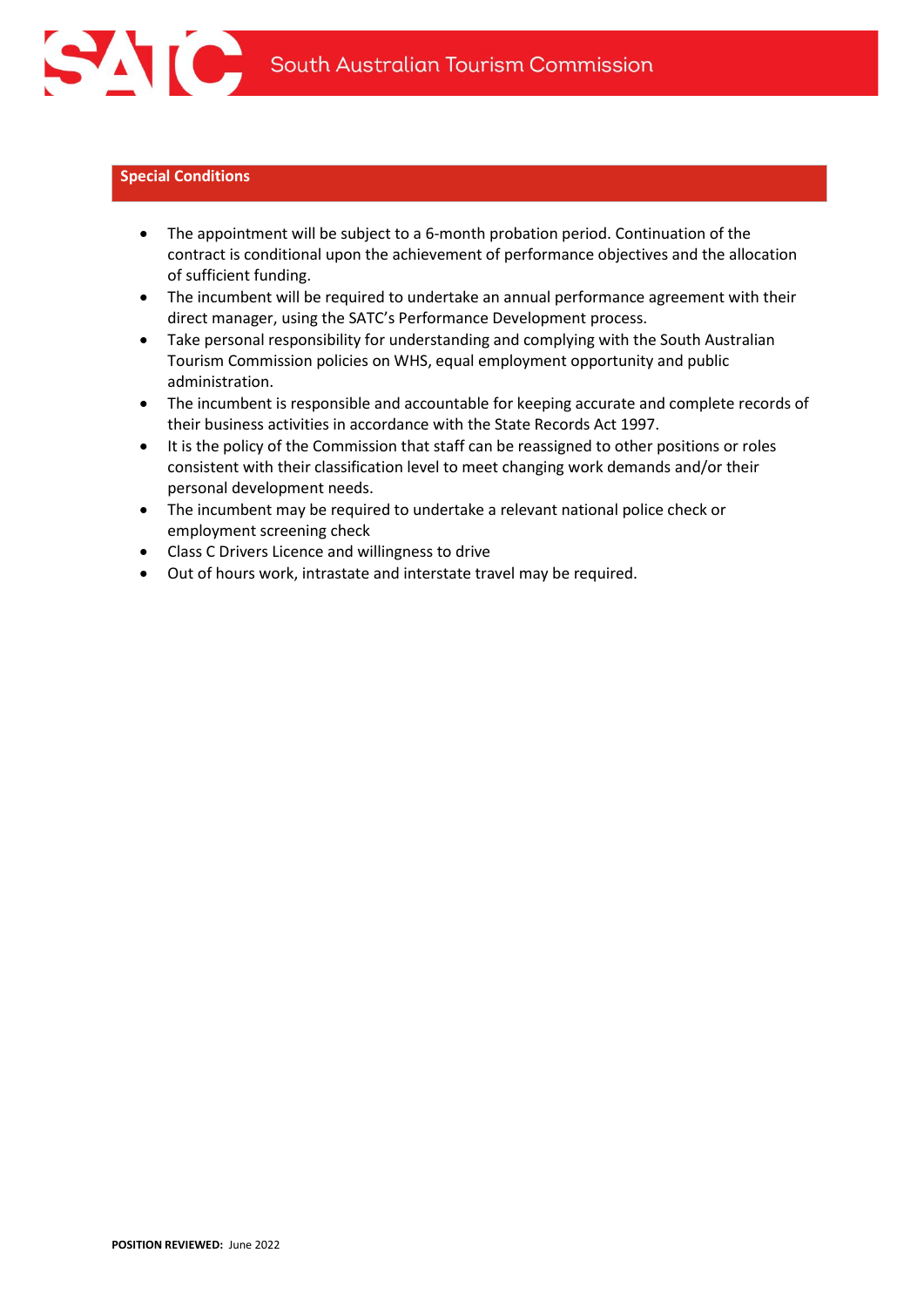## Special Conditions

- The appointment will be subject to a 6-month probation period. Continuation of the contract is conditional upon the achievement of performance objectives and the allocation of sufficient funding.
- The incumbent will be required to undertake an annual performance agreement with their direct manager, using the SATC's Performance Development process.
- Take personal responsibility for understanding and complying with the South Australian Tourism Commission policies on WHS, equal employment opportunity and public administration.
- The incumbent is responsible and accountable for keeping accurate and complete records of their business activities in accordance with the State Records Act 1997.
- It is the policy of the Commission that staff can be reassigned to other positions or roles consistent with their classification level to meet changing work demands and/or their personal development needs.
- The incumbent may be required to undertake a relevant national police check or employment screening check
- Class C Drivers Licence and willingness to drive
- Out of hours work, intrastate and interstate travel may be required.

**POSITION REVIEWED:** June 2022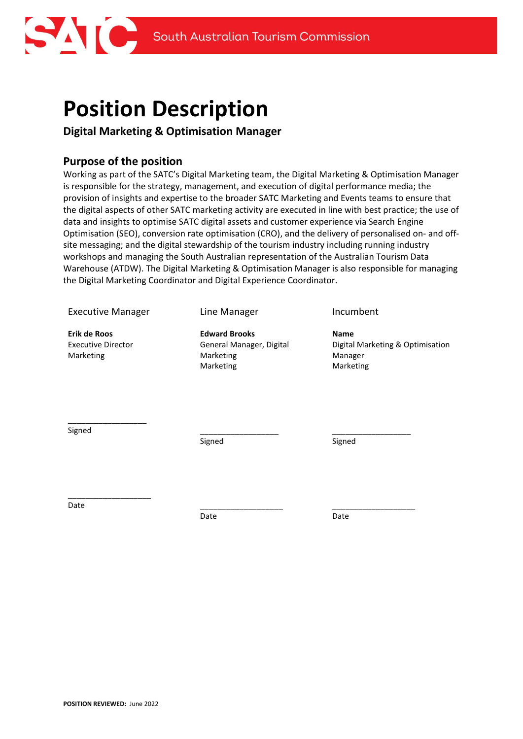# Position Description

**Digital Marketing & Optimisation Manager**

## Purpose of the position

Working as part of the SATC's Digital Marketing team, the Digital Marketing & Optimisation Manager is responsible for the strategy, management, and execution of digital performance media; the provision of insights and expertise to the broader SATC Marketing and Events teams to ensure that the digital aspects of other SATC marketing activity are executed in line with best practice; the use of data and insights to optimise SATC digital assets and customer experience via Search Engine Optimisation (SEO), conversion rate optimisation (CRO), and the delivery of personalised on- and off-site messaging; and the digital stewardship of the tourism industry including running industry workshops and managing the South Australian representation of the Australian Tourism Data Warehouse (ATDW). The Digital Marketing & Optimisation Manager is also responsible for managing the Digital Marketing Coordinator and Digital Experience Coordinator.

| Executive Manager | Line Manager | Incumbent |
|---|---|---|
| **Erik de Roos**<br>Executive Director<br>Marketing | **Edward Brooks**<br>General Manager, Digital Marketing<br>Marketing | **Name**<br>Digital Marketing & Optimisation Manager<br>Marketing |
| ___________________<br>Signed | ___________________<br>Signed | ___________________<br>Signed |
| ___________________<br>Date | ___________________<br>Date | ___________________<br>Date |

**POSITION REVIEWED:** June 2022